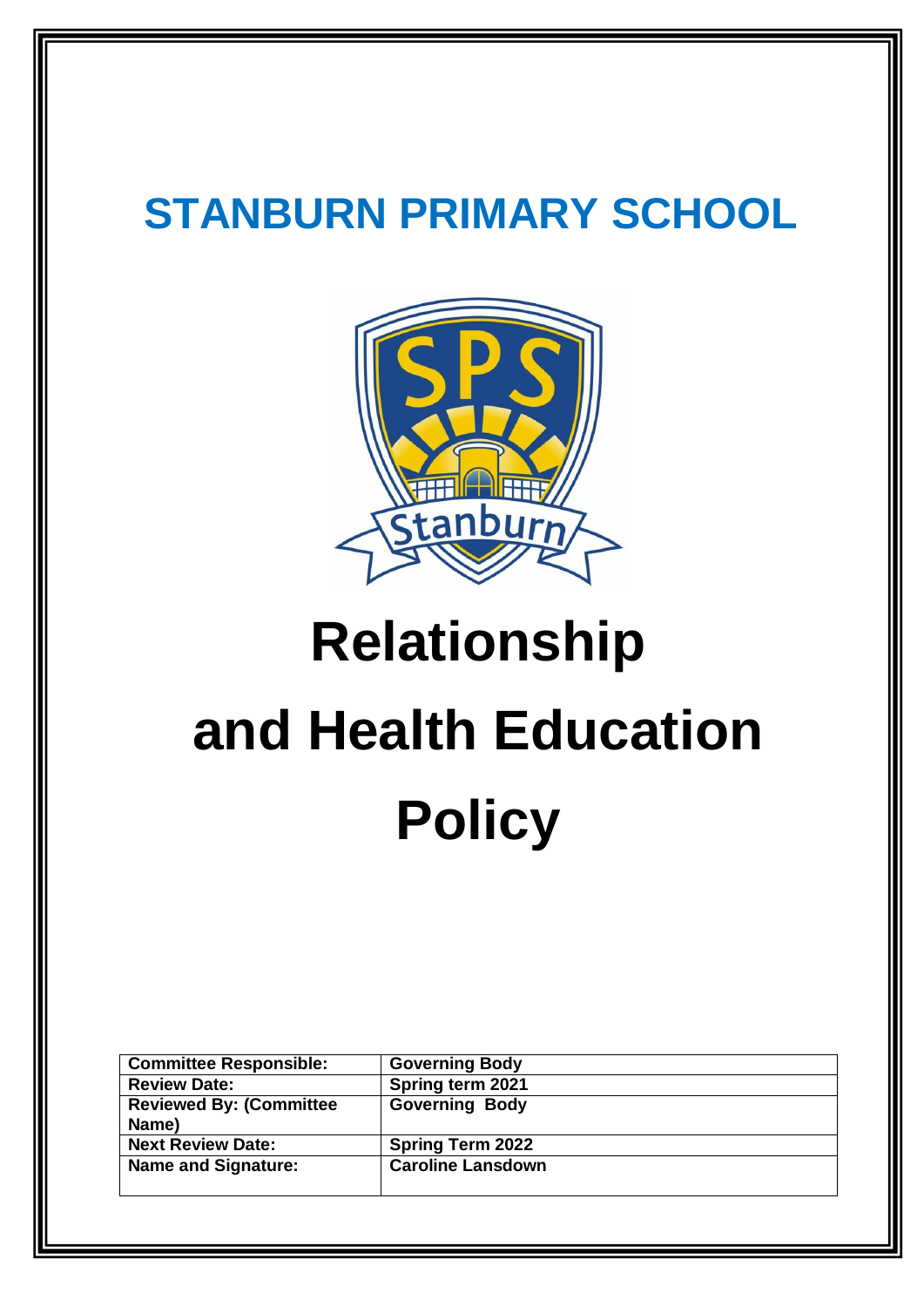# STANBURN PRIMARY SCHOOL

# Relationship and Health Education Policy

| Committee Responsible: | Governing Body |
|---|---|
| Review Date: | Spring term 2021 |
| Reviewed By: (Committee Name) | Governing Body |
| Next Review Date: | Spring Term 2022 |
| Name and Signature: | Caroline Lansdown |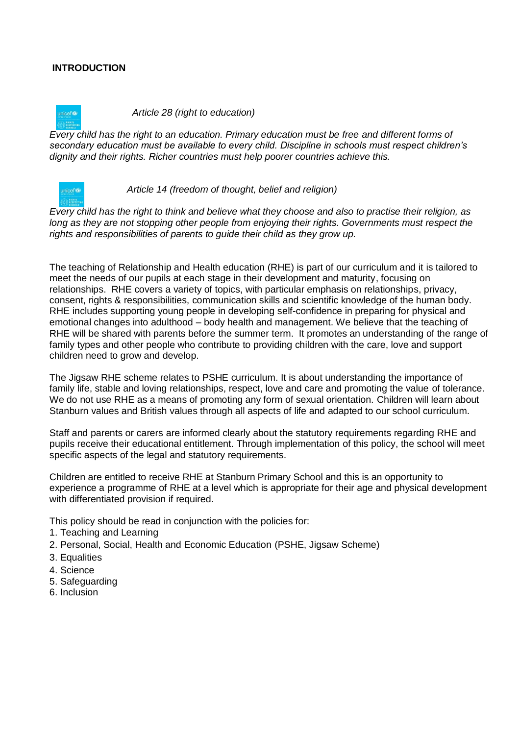## INTRODUCTION

*Article 28 (right to education)*

*Every child has the right to an education. Primary education must be free and different forms of secondary education must be available to every child. Discipline in schools must respect children's dignity and their rights. Richer countries must help poorer countries achieve this.*

*Article 14 (freedom of thought, belief and religion)*

*Every child has the right to think and believe what they choose and also to practise their religion, as long as they are not stopping other people from enjoying their rights. Governments must respect the rights and responsibilities of parents to guide their child as they grow up.*

The teaching of Relationship and Health education (RHE) is part of our curriculum and it is tailored to meet the needs of our pupils at each stage in their development and maturity, focusing on relationships. RHE covers a variety of topics, with particular emphasis on relationships, privacy, consent, rights & responsibilities, communication skills and scientific knowledge of the human body. RHE includes supporting young people in developing self-confidence in preparing for physical and emotional changes into adulthood – body health and management. We believe that the teaching of RHE will be shared with parents before the summer term. It promotes an understanding of the range of family types and other people who contribute to providing children with the care, love and support children need to grow and develop.

The Jigsaw RHE scheme relates to PSHE curriculum. It is about understanding the importance of family life, stable and loving relationships, respect, love and care and promoting the value of tolerance. We do not use RHE as a means of promoting any form of sexual orientation. Children will learn about Stanburn values and British values through all aspects of life and adapted to our school curriculum.

Staff and parents or carers are informed clearly about the statutory requirements regarding RHE and pupils receive their educational entitlement. Through implementation of this policy, the school will meet specific aspects of the legal and statutory requirements.

Children are entitled to receive RHE at Stanburn Primary School and this is an opportunity to experience a programme of RHE at a level which is appropriate for their age and physical development with differentiated provision if required.

This policy should be read in conjunction with the policies for:

1. Teaching and Learning
2. Personal, Social, Health and Economic Education (PSHE, Jigsaw Scheme)
3. Equalities
4. Science
5. Safeguarding
6. Inclusion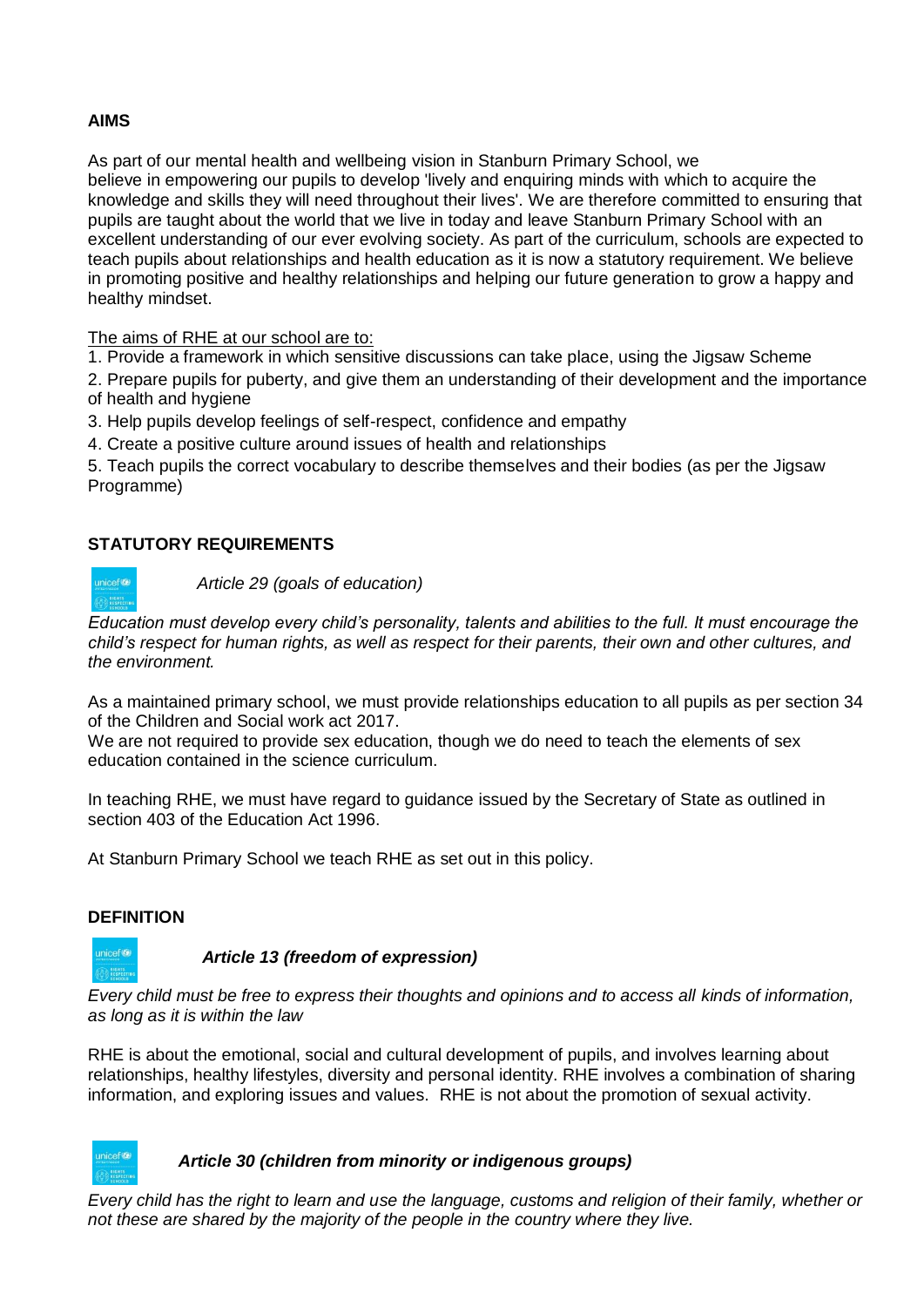## AIMS

As part of our mental health and wellbeing vision in Stanburn Primary School, we believe in empowering our pupils to develop 'lively and enquiring minds with which to acquire the knowledge and skills they will need throughout their lives'. We are therefore committed to ensuring that pupils are taught about the world that we live in today and leave Stanburn Primary School with an excellent understanding of our ever evolving society. As part of the curriculum, schools are expected to teach pupils about relationships and health education as it is now a statutory requirement. We believe in promoting positive and healthy relationships and helping our future generation to grow a happy and healthy mindset.

The aims of RHE at our school are to:

1. Provide a framework in which sensitive discussions can take place, using the Jigsaw Scheme
2. Prepare pupils for puberty, and give them an understanding of their development and the importance of health and hygiene
3. Help pupils develop feelings of self-respect, confidence and empathy
4. Create a positive culture around issues of health and relationships
5. Teach pupils the correct vocabulary to describe themselves and their bodies (as per the Jigsaw Programme)

## STATUTORY REQUIREMENTS

*Article 29 (goals of education)*

*Education must develop every child's personality, talents and abilities to the full. It must encourage the child's respect for human rights, as well as respect for their parents, their own and other cultures, and the environment.*

As a maintained primary school, we must provide relationships education to all pupils as per section 34 of the Children and Social work act 2017.
We are not required to provide sex education, though we do need to teach the elements of sex education contained in the science curriculum.

In teaching RHE, we must have regard to guidance issued by the Secretary of State as outlined in section 403 of the Education Act 1996.

At Stanburn Primary School we teach RHE as set out in this policy.

## DEFINITION

***Article 13 (freedom of expression)***

*Every child must be free to express their thoughts and opinions and to access all kinds of information, as long as it is within the law*

RHE is about the emotional, social and cultural development of pupils, and involves learning about relationships, healthy lifestyles, diversity and personal identity. RHE involves a combination of sharing information, and exploring issues and values. RHE is not about the promotion of sexual activity.

***Article 30 (children from minority or indigenous groups)***

*Every child has the right to learn and use the language, customs and religion of their family, whether or not these are shared by the majority of the people in the country where they live.*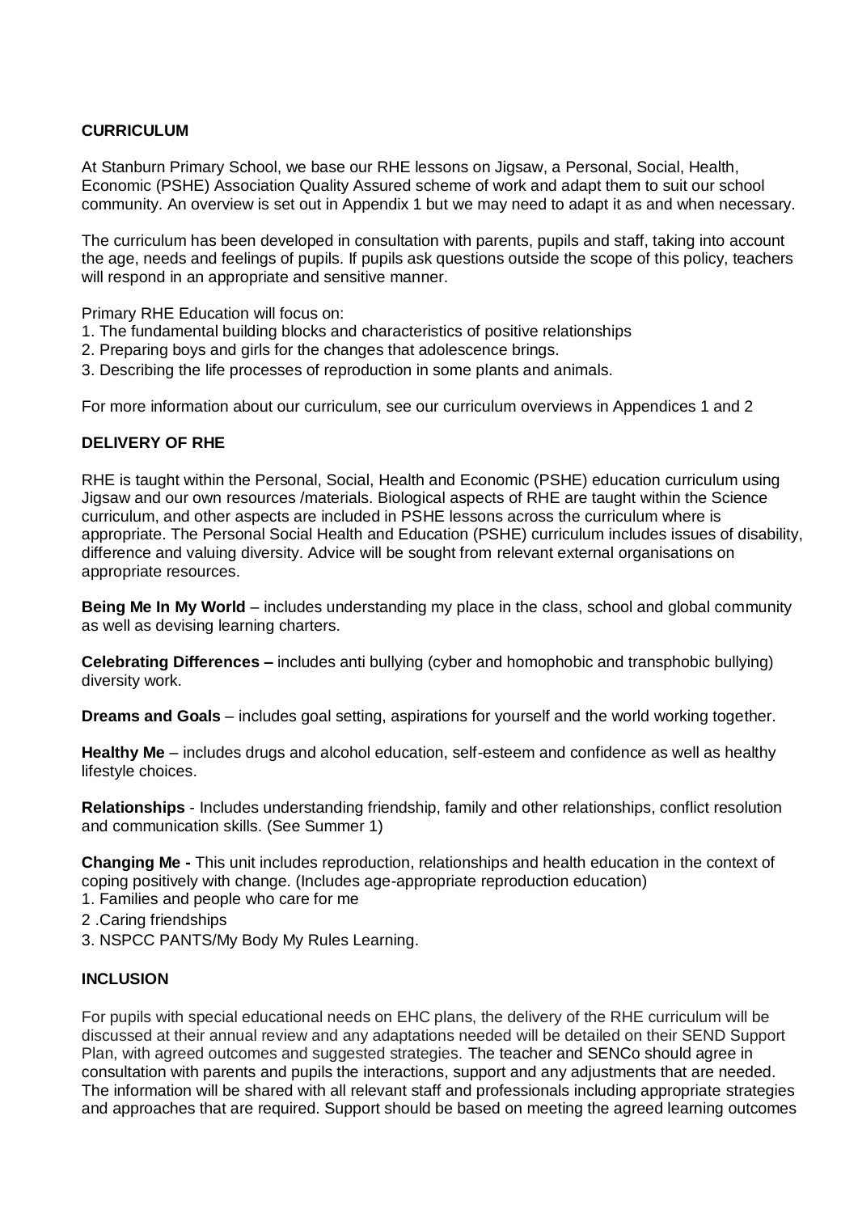## CURRICULUM

At Stanburn Primary School, we base our RHE lessons on Jigsaw, a Personal, Social, Health, Economic (PSHE) Association Quality Assured scheme of work and adapt them to suit our school community. An overview is set out in Appendix 1 but we may need to adapt it as and when necessary.

The curriculum has been developed in consultation with parents, pupils and staff, taking into account the age, needs and feelings of pupils. If pupils ask questions outside the scope of this policy, teachers will respond in an appropriate and sensitive manner.

Primary RHE Education will focus on:

1. The fundamental building blocks and characteristics of positive relationships
2. Preparing boys and girls for the changes that adolescence brings.
3. Describing the life processes of reproduction in some plants and animals.

For more information about our curriculum, see our curriculum overviews in Appendices 1 and 2

## DELIVERY OF RHE

RHE is taught within the Personal, Social, Health and Economic (PSHE) education curriculum using Jigsaw and our own resources /materials. Biological aspects of RHE are taught within the Science curriculum, and other aspects are included in PSHE lessons across the curriculum where is appropriate. The Personal Social Health and Education (PSHE) curriculum includes issues of disability, difference and valuing diversity. Advice will be sought from relevant external organisations on appropriate resources.

**Being Me In My World** – includes understanding my place in the class, school and global community as well as devising learning charters.

**Celebrating Differences –** includes anti bullying (cyber and homophobic and transphobic bullying) diversity work.

**Dreams and Goals** – includes goal setting, aspirations for yourself and the world working together.

**Healthy Me** – includes drugs and alcohol education, self-esteem and confidence as well as healthy lifestyle choices.

**Relationships** - Includes understanding friendship, family and other relationships, conflict resolution and communication skills. (See Summer 1)

**Changing Me -** This unit includes reproduction, relationships and health education in the context of coping positively with change. (Includes age-appropriate reproduction education)

1. Families and people who care for me
2. Caring friendships
3. NSPCC PANTS/My Body My Rules Learning.

## INCLUSION

For pupils with special educational needs on EHC plans, the delivery of the RHE curriculum will be discussed at their annual review and any adaptations needed will be detailed on their SEND Support Plan, with agreed outcomes and suggested strategies. The teacher and SENCo should agree in consultation with parents and pupils the interactions, support and any adjustments that are needed. The information will be shared with all relevant staff and professionals including appropriate strategies and approaches that are required. Support should be based on meeting the agreed learning outcomes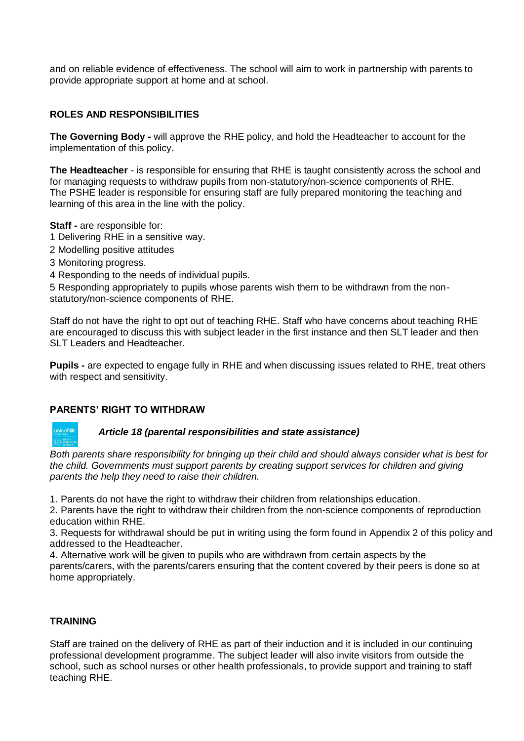and on reliable evidence of effectiveness. The school will aim to work in partnership with parents to provide appropriate support at home and at school.

## ROLES AND RESPONSIBILITIES

**The Governing Body -** will approve the RHE policy, and hold the Headteacher to account for the implementation of this policy.

**The Headteacher** - is responsible for ensuring that RHE is taught consistently across the school and for managing requests to withdraw pupils from non-statutory/non-science components of RHE.
The PSHE leader is responsible for ensuring staff are fully prepared monitoring the teaching and learning of this area in the line with the policy.

**Staff -** are responsible for:

1 Delivering RHE in a sensitive way.
2 Modelling positive attitudes
3 Monitoring progress.
4 Responding to the needs of individual pupils.
5 Responding appropriately to pupils whose parents wish them to be withdrawn from the non-statutory/non-science components of RHE.

Staff do not have the right to opt out of teaching RHE. Staff who have concerns about teaching RHE are encouraged to discuss this with subject leader in the first instance and then SLT leader and then SLT Leaders and Headteacher.

**Pupils -** are expected to engage fully in RHE and when discussing issues related to RHE, treat others with respect and sensitivity.

## PARENTS' RIGHT TO WITHDRAW

***Article 18 (parental responsibilities and state assistance)***

*Both parents share responsibility for bringing up their child and should always consider what is best for the child. Governments must support parents by creating support services for children and giving parents the help they need to raise their children.*

1. Parents do not have the right to withdraw their children from relationships education.
2. Parents have the right to withdraw their children from the non-science components of reproduction education within RHE.
3. Requests for withdrawal should be put in writing using the form found in Appendix 2 of this policy and addressed to the Headteacher.
4. Alternative work will be given to pupils who are withdrawn from certain aspects by the parents/carers, with the parents/carers ensuring that the content covered by their peers is done so at home appropriately.

## TRAINING

Staff are trained on the delivery of RHE as part of their induction and it is included in our continuing professional development programme. The subject leader will also invite visitors from outside the school, such as school nurses or other health professionals, to provide support and training to staff teaching RHE.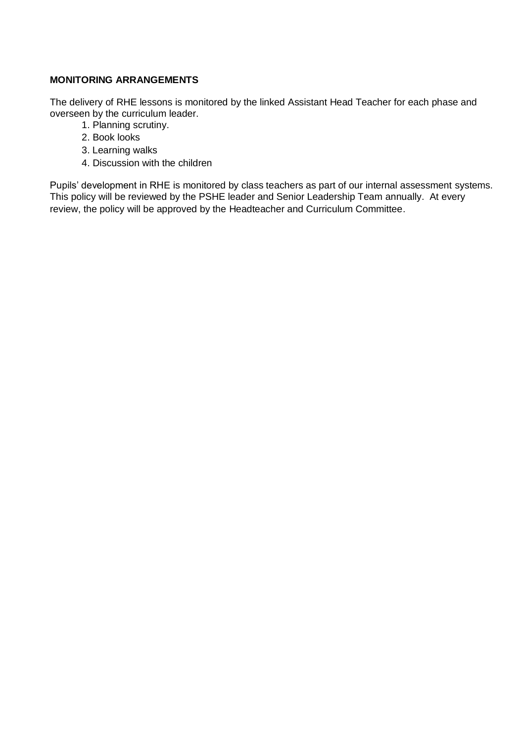**MONITORING ARRANGEMENTS**

The delivery of RHE lessons is monitored by the linked Assistant Head Teacher for each phase and overseen by the curriculum leader.

1. Planning scrutiny.
2. Book looks
3. Learning walks
4. Discussion with the children

Pupils' development in RHE is monitored by class teachers as part of our internal assessment systems. This policy will be reviewed by the PSHE leader and Senior Leadership Team annually. At every review, the policy will be approved by the Headteacher and Curriculum Committee.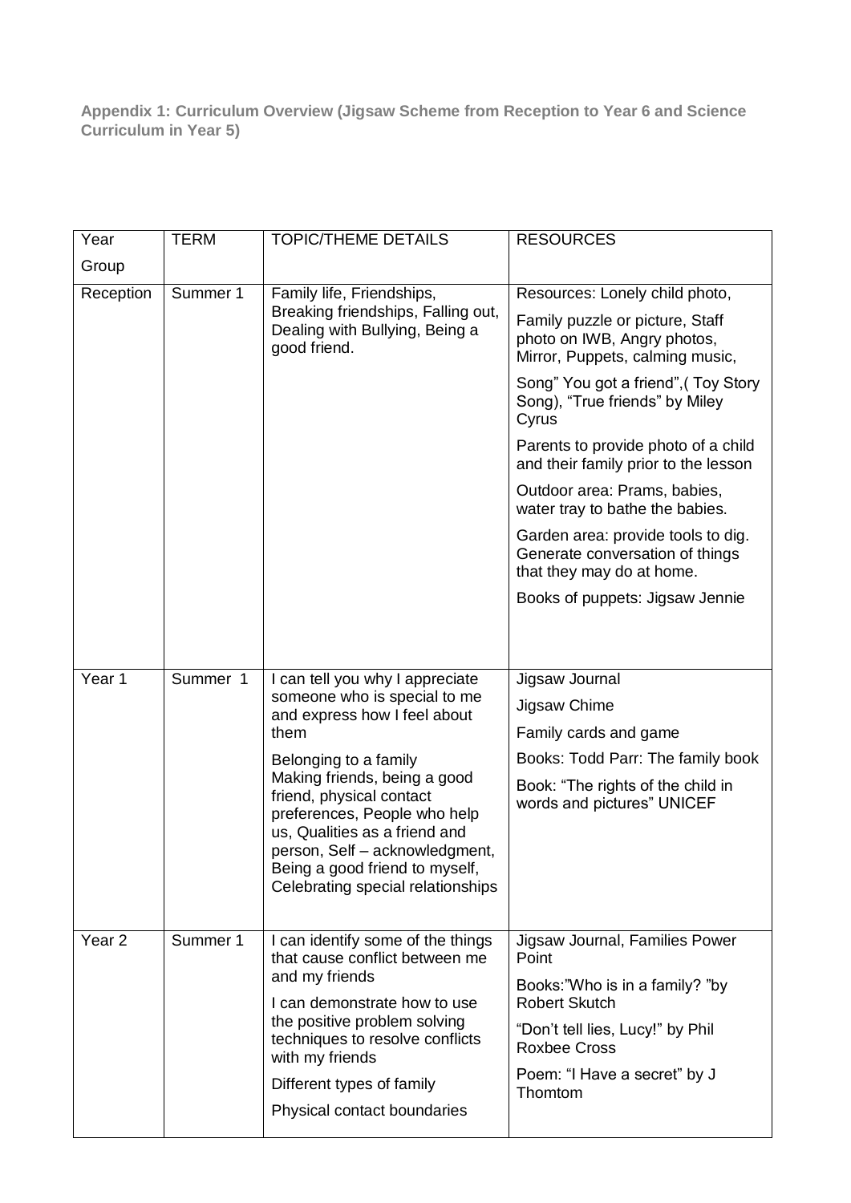**Appendix 1: Curriculum Overview (Jigsaw Scheme from Reception to Year 6 and Science Curriculum in Year 5)**

| Year Group | TERM | TOPIC/THEME DETAILS | RESOURCES |
|---|---|---|---|
| Reception | Summer 1 | Family life, Friendships, Breaking friendships, Falling out, Dealing with Bullying, Being a good friend. | Resources: Lonely child photo,<br><br>Family puzzle or picture, Staff photo on IWB, Angry photos, Mirror, Puppets, calming music,<br><br>Song" You got a friend",( Toy Story Song), "True friends" by Miley Cyrus<br><br>Parents to provide photo of a child and their family prior to the lesson<br><br>Outdoor area: Prams, babies, water tray to bathe the babies.<br><br>Garden area: provide tools to dig. Generate conversation of things that they may do at home.<br><br>Books of puppets: Jigsaw Jennie |
| Year 1 | Summer 1 | I can tell you why I appreciate someone who is special to me and express how I feel about them<br><br>Belonging to a family<br>Making friends, being a good friend, physical contact preferences, People who help us, Qualities as a friend and person, Self – acknowledgment, Being a good friend to myself, Celebrating special relationships | Jigsaw Journal<br><br>Jigsaw Chime<br><br>Family cards and game<br><br>Books: Todd Parr: The family book<br><br>Book: "The rights of the child in words and pictures" UNICEF |
| Year 2 | Summer 1 | I can identify some of the things that cause conflict between me and my friends<br><br>I can demonstrate how to use the positive problem solving techniques to resolve conflicts with my friends<br><br>Different types of family<br><br>Physical contact boundaries | Jigsaw Journal, Families Power Point<br><br>Books:"Who is in a family? "by Robert Skutch<br><br>"Don't tell lies, Lucy!" by Phil Roxbee Cross<br><br>Poem: "I Have a secret" by J Thomtom |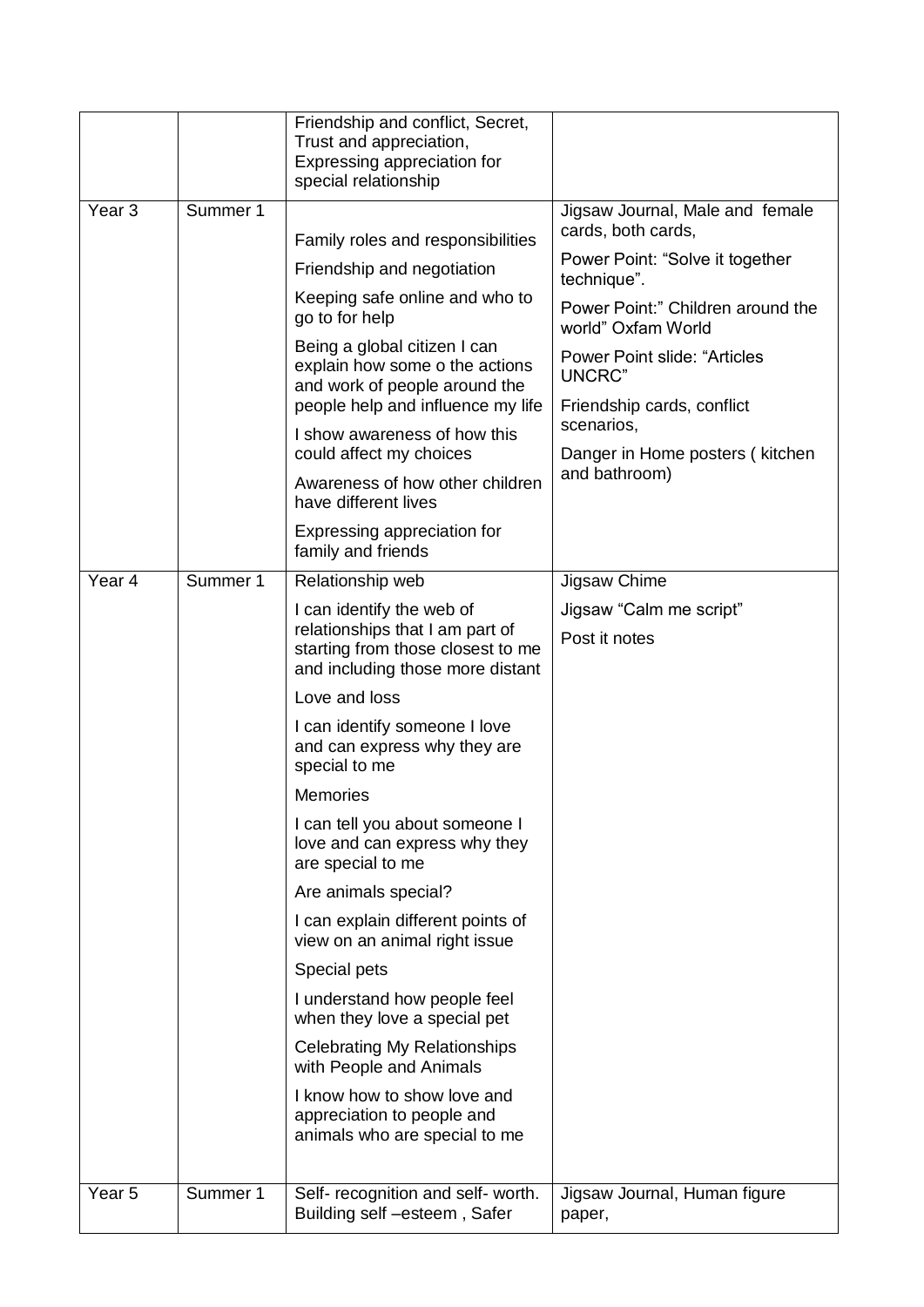| | | | |
|---|---|---|---|
| | | Friendship and conflict, Secret, Trust and appreciation, Expressing appreciation for special relationship | |
| Year 3 | Summer 1 | Family roles and responsibilities<br><br>Friendship and negotiation<br><br>Keeping safe online and who to go to for help<br><br>Being a global citizen I can explain how some o the actions and work of people around the people help and influence my life<br><br>I show awareness of how this could affect my choices<br><br>Awareness of how other children have different lives<br><br>Expressing appreciation for family and friends | Jigsaw Journal, Male and female cards, both cards,<br><br>Power Point: "Solve it together technique".<br><br>Power Point:" Children around the world" Oxfam World<br><br>Power Point slide: "Articles UNCRC"<br><br>Friendship cards, conflict scenarios,<br><br>Danger in Home posters ( kitchen and bathroom) |
| Year 4 | Summer 1 | Relationship web<br><br>I can identify the web of relationships that I am part of starting from those closest to me and including those more distant<br><br>Love and loss<br><br>I can identify someone I love and can express why they are special to me<br><br>Memories<br><br>I can tell you about someone I love and can express why they are special to me<br><br>Are animals special?<br><br>I can explain different points of view on an animal right issue<br><br>Special pets<br><br>I understand how people feel when they love a special pet<br><br>Celebrating My Relationships with People and Animals<br><br>I know how to show love and appreciation to people and animals who are special to me | Jigsaw Chime<br><br>Jigsaw "Calm me script"<br><br>Post it notes |
| Year 5 | Summer 1 | Self- recognition and self- worth. Building self –esteem , Safer | Jigsaw Journal, Human figure paper, |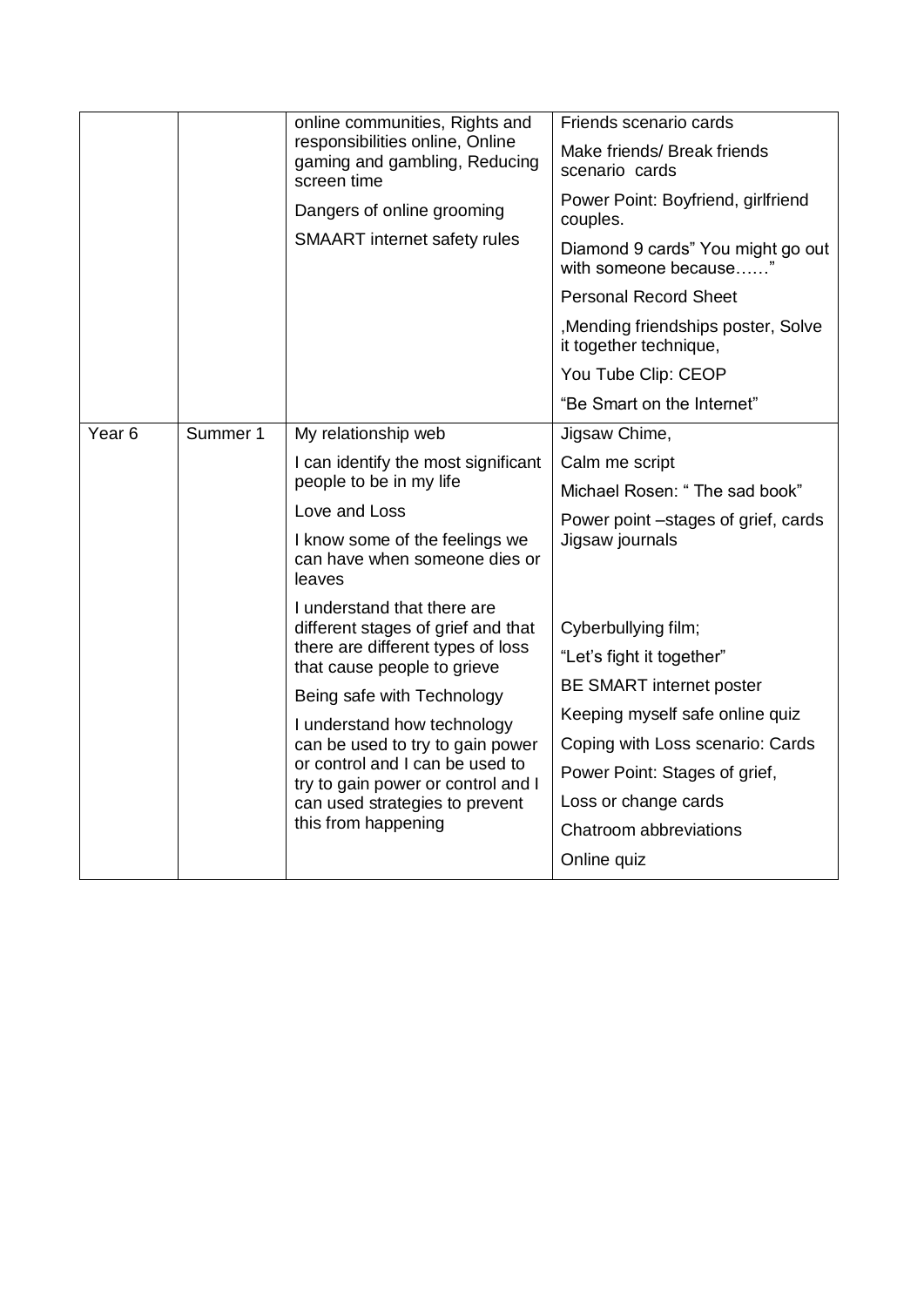| | | | |
|---|---|---|---|
| | | online communities, Rights and responsibilities online, Online gaming and gambling, Reducing screen time<br><br>Dangers of online grooming<br><br>SMAART internet safety rules | Friends scenario cards<br><br>Make friends/ Break friends scenario cards<br><br>Power Point: Boyfriend, girlfriend couples.<br><br>Diamond 9 cards" You might go out with someone because……"<br><br>Personal Record Sheet<br><br>,Mending friendships poster, Solve it together technique,<br><br>You Tube Clip: CEOP<br><br>"Be Smart on the Internet" |
| Year 6 | Summer 1 | My relationship web<br><br>I can identify the most significant people to be in my life<br><br>Love and Loss<br><br>I know some of the feelings we can have when someone dies or leaves<br><br>I understand that there are different stages of grief and that there are different types of loss that cause people to grieve<br><br>Being safe with Technology<br><br>I understand how technology can be used to try to gain power or control and I can be used to try to gain power or control and I can used strategies to prevent this from happening | Jigsaw Chime,<br><br>Calm me script<br><br>Michael Rosen: " The sad book"<br><br>Power point –stages of grief, cards Jigsaw journals<br><br>Cyberbullying film;<br><br>"Let's fight it together"<br><br>BE SMART internet poster<br><br>Keeping myself safe online quiz<br><br>Coping with Loss scenario: Cards<br><br>Power Point: Stages of grief,<br><br>Loss or change cards<br><br>Chatroom abbreviations<br><br>Online quiz |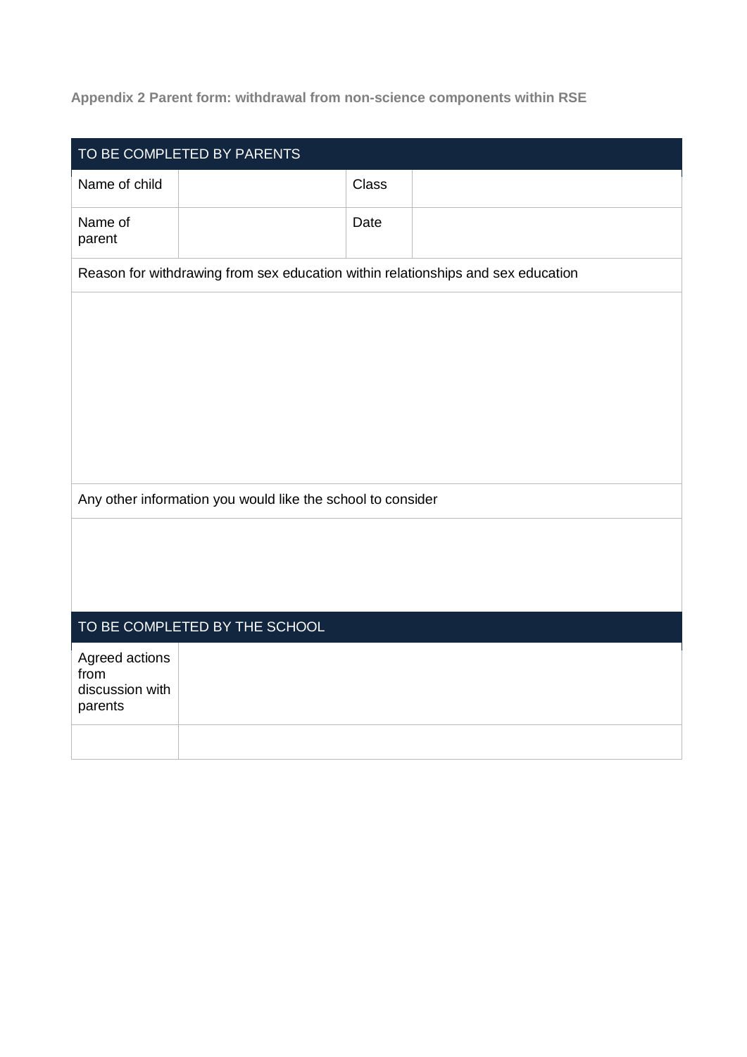**Appendix 2 Parent form: withdrawal from non-science components within RSE**

| TO BE COMPLETED BY PARENTS | | | |
|---|---|---|---|
| Name of child | | Class | |
| Name of parent | | Date | |
| Reason for withdrawing from sex education within relationships and sex education | | | |
| | | | |
| Any other information you would like the school to consider | | | |
| | | | |

| TO BE COMPLETED BY THE SCHOOL | |
|---|---|
| Agreed actions from discussion with parents | |
| | |